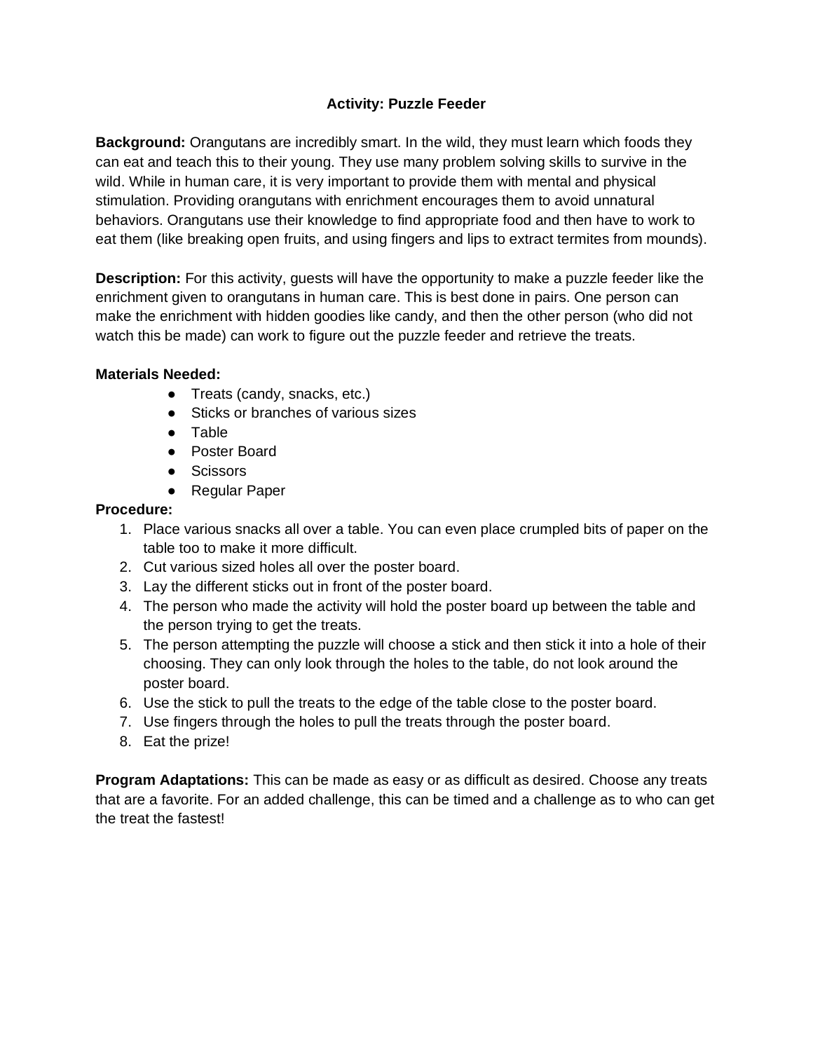# Activity: Puzzle Feeder

**Background:** Orangutans are incredibly smart. In the wild, they must learn which foods they can eat and teach this to their young. They use many problem solving skills to survive in the wild. While in human care, it is very important to provide them with mental and physical stimulation. Providing orangutans with enrichment encourages them to avoid unnatural behaviors. Orangutans use their knowledge to find appropriate food and then have to work to eat them (like breaking open fruits, and using fingers and lips to extract termites from mounds).

**Description:** For this activity, guests will have the opportunity to make a puzzle feeder like the enrichment given to orangutans in human care. This is best done in pairs. One person can make the enrichment with hidden goodies like candy, and then the other person (who did not watch this be made) can work to figure out the puzzle feeder and retrieve the treats.

**Materials Needed:**

- Treats (candy, snacks, etc.)
- Sticks or branches of various sizes
- Table
- Poster Board
- Scissors
- Regular Paper

**Procedure:**

1. Place various snacks all over a table. You can even place crumpled bits of paper on the table too to make it more difficult.
2. Cut various sized holes all over the poster board.
3. Lay the different sticks out in front of the poster board.
4. The person who made the activity will hold the poster board up between the table and the person trying to get the treats.
5. The person attempting the puzzle will choose a stick and then stick it into a hole of their choosing. They can only look through the holes to the table, do not look around the poster board.
6. Use the stick to pull the treats to the edge of the table close to the poster board.
7. Use fingers through the holes to pull the treats through the poster board.
8. Eat the prize!

**Program Adaptations:** This can be made as easy or as difficult as desired. Choose any treats that are a favorite. For an added challenge, this can be timed and a challenge as to who can get the treat the fastest!